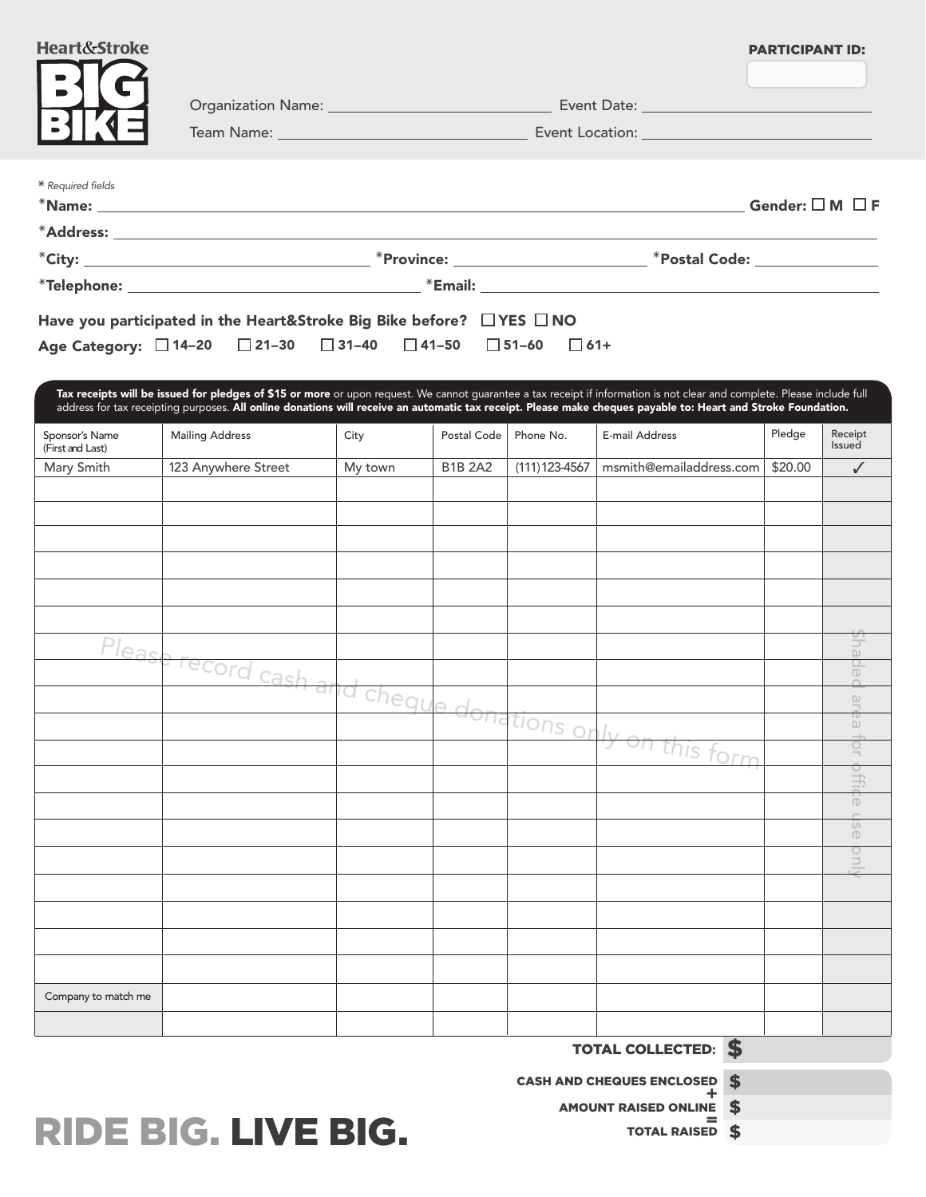Heart&Stroke

# BIG BIKE

**PARTICIPANT ID:**

Organization Name: ______________________ Event Date: ______________________

Team Name: ______________________ Event Location: ______________________

*\* Required fields*

**\*Name:** ______________________ **Gender:** ☐ **M** ☐ **F**

**\*Address:** ______________________

**\*City:** ______________________ **\*Province:** ______________________ **\*Postal Code:** ______________________

**\*Telephone:** ______________________ **\*Email:** ______________________

**Have you participated in the Heart&Stroke Big Bike before?** ☐ **YES** ☐ **NO**

**Age Category:** ☐ **14–20** ☐ **21–30** ☐ **31–40** ☐ **41–50** ☐ **51–60** ☐ **61+**

**Tax receipts will be issued for pledges of $15 or more** or upon request. We cannot guarantee a tax receipt if information is not clear and complete. Please include full address for tax receipting purposes. **All online donations will receive an automatic tax receipt. Please make cheques payable to: Heart and Stroke Foundation.**

| Sponsor's Name (First and Last) | Mailing Address | City | Postal Code | Phone No. | E-mail Address | Pledge | Receipt Issued |
|---|---|---|---|---|---|---|---|
| Mary Smith | 123 Anywhere Street | My town | B1B 2A2 | (111)123-4567 | msmith@emailaddress.com | $20.00 | ✓ |
| | | | | | | | |
| | | | | | | | |
| | | | | | | | |
| | | | | | | | |
| | | | | | | | |
| | | | | | | | |
| | | | | | | | |
| | | | | | | | |
| | | | | | | | |
| | | | | | | | |
| | | | | | | | |
| | | | | | | | |
| | | | | | | | |
| | | | | | | | |
| | | | | | | | |
| | | | | | | | |
| | | | | | | | |
| | | | | | | | |
| | | | | | | | |
| Company to match me | | | | | | | |
| | | | | | | | |

Please record cash and cheque donations only on this form

Shaded area for office use only

**TOTAL COLLECTED:** $

**CASH AND CHEQUES ENCLOSED** $

\+

**AMOUNT RAISED ONLINE** $

=

**TOTAL RAISED** $

**RIDE BIG. LIVE BIG.**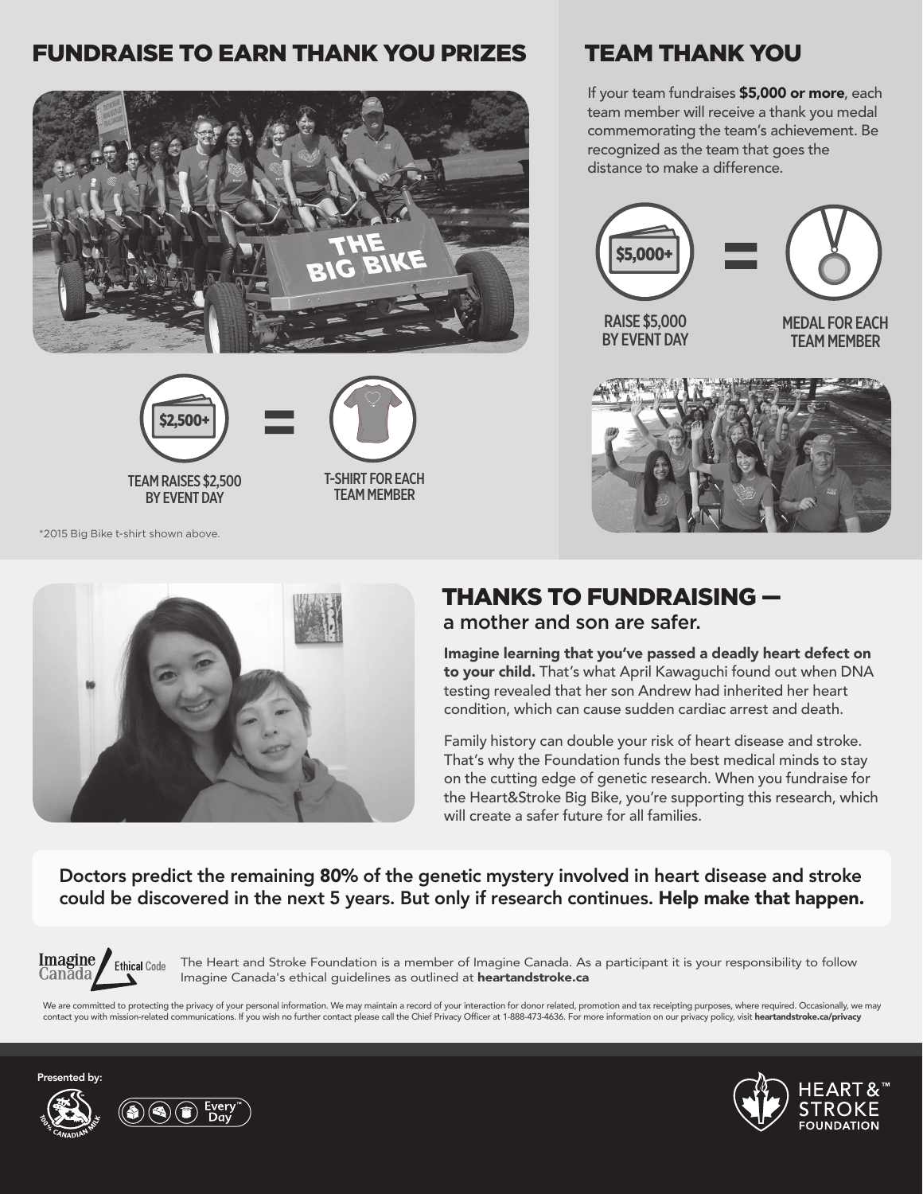## FUNDRAISE TO EARN THANK YOU PRIZES

$2,500+ = T-shirt

TEAM RAISES $2,500 BY EVENT DAY

T-SHIRT FOR EACH TEAM MEMBER

*2015 Big Bike t-shirt shown above.

## TEAM THANK YOU

If your team fundraises **$5,000 or more**, each team member will receive a thank you medal commemorating the team's achievement. Be recognized as the team that goes the distance to make a difference.

$5,000+ = Medal

RAISE $5,000 BY EVENT DAY

MEDAL FOR EACH TEAM MEMBER

## THANKS TO FUNDRAISING — a mother and son are safer.

**Imagine learning that you've passed a deadly heart defect on to your child.** That's what April Kawaguchi found out when DNA testing revealed that her son Andrew had inherited her heart condition, which can cause sudden cardiac arrest and death.

Family history can double your risk of heart disease and stroke. That's why the Foundation funds the best medical minds to stay on the cutting edge of genetic research. When you fundraise for the Heart&Stroke Big Bike, you're supporting this research, which will create a safer future for all families.

**Doctors predict the remaining 80% of the genetic mystery involved in heart disease and stroke could be discovered in the next 5 years. But only if research continues. Help make that happen.**

Imagine Canada Ethical Code

The Heart and Stroke Foundation is a member of Imagine Canada. As a participant it is your responsibility to follow Imagine Canada's ethical guidelines as outlined at **heartandstroke.ca**

We are committed to protecting the privacy of your personal information. We may maintain a record of your interaction for donor related, promotion and tax receipting purposes, where required. Occasionally, we may contact you with mission-related communications. If you wish no further contact please call the Chief Privacy Officer at 1-888-473-4636. For more information on our privacy policy, visit **heartandstroke.ca/privacy**

Presented by:

100% Canadian Milk

Every™ Day

HEART & STROKE™ FOUNDATION